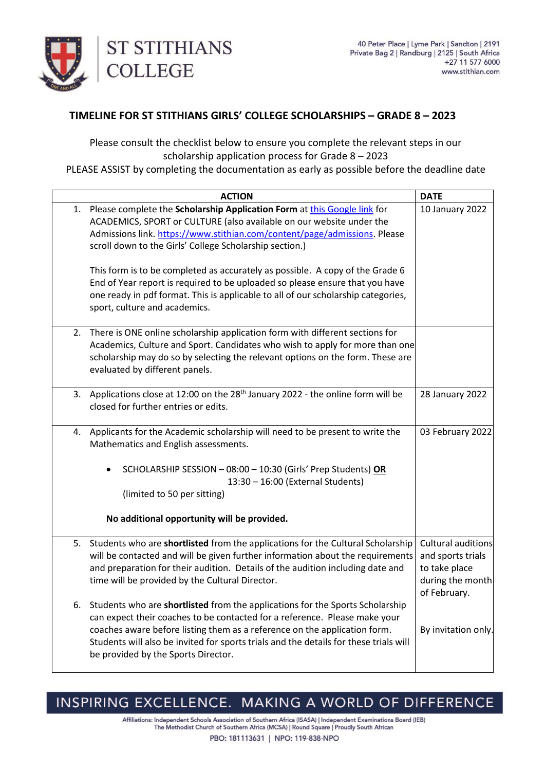ST STITHIANS COLLEGE

40 Peter Place | Lyme Park | Sandton | 2191
Private Bag 2 | Randburg | 2125 | South Africa
+27 11 577 6000
www.stithian.com

## TIMELINE FOR ST STITHIANS GIRLS' COLLEGE SCHOLARSHIPS – GRADE 8 – 2023

Please consult the checklist below to ensure you complete the relevant steps in our scholarship application process for Grade 8 – 2023
PLEASE ASSIST by completing the documentation as early as possible before the deadline date

| ACTION | DATE |
|---|---|
| 1. Please complete the **Scholarship Application Form** at [this Google link]() for ACADEMICS, SPORT or CULTURE (also available on our website under the Admissions link. [https://www.stithian.com/content/page/admissions](https://www.stithian.com/content/page/admissions). Please scroll down to the Girls' College Scholarship section.)<br><br>This form is to be completed as accurately as possible. A copy of the Grade 6 End of Year report is required to be uploaded so please ensure that you have one ready in pdf format. This is applicable to all of our scholarship categories, sport, culture and academics. | 10 January 2022 |
| 2. There is ONE online scholarship application form with different sections for Academics, Culture and Sport. Candidates who wish to apply for more than one scholarship may do so by selecting the relevant options on the form. These are evaluated by different panels. | |
| 3. Applications close at 12:00 on the 28th January 2022 - the online form will be closed for further entries or edits. | 28 January 2022 |
| 4. Applicants for the Academic scholarship will need to be present to write the Mathematics and English assessments.<br><br>• SCHOLARSHIP SESSION – 08:00 – 10:30 (Girls' Prep Students) **OR** 13:30 – 16:00 (External Students) (limited to 50 per sitting)<br><br>**No additional opportunity will be provided.** | 03 February 2022 |
| 5. Students who are **shortlisted** from the applications for the Cultural Scholarship will be contacted and will be given further information about the requirements and preparation for their audition. Details of the audition including date and time will be provided by the Cultural Director.<br><br>6. Students who are **shortlisted** from the applications for the Sports Scholarship can expect their coaches to be contacted for a reference. Please make your coaches aware before listing them as a reference on the application form. Students will also be invited for sports trials and the details for these trials will be provided by the Sports Director. | Cultural auditions and sports trials to take place during the month of February.<br><br>By invitation only. |

INSPIRING EXCELLENCE. MAKING A WORLD OF DIFFERENCE

Affiliations: Independent Schools Association of Southern Africa (ISASA) | Independent Examinations Board (IEB)
The Methodist Church of Southern Africa (MCSA) | Round Square | Proudly South African

PBO: 181113631 | NPO: 119-838-NPO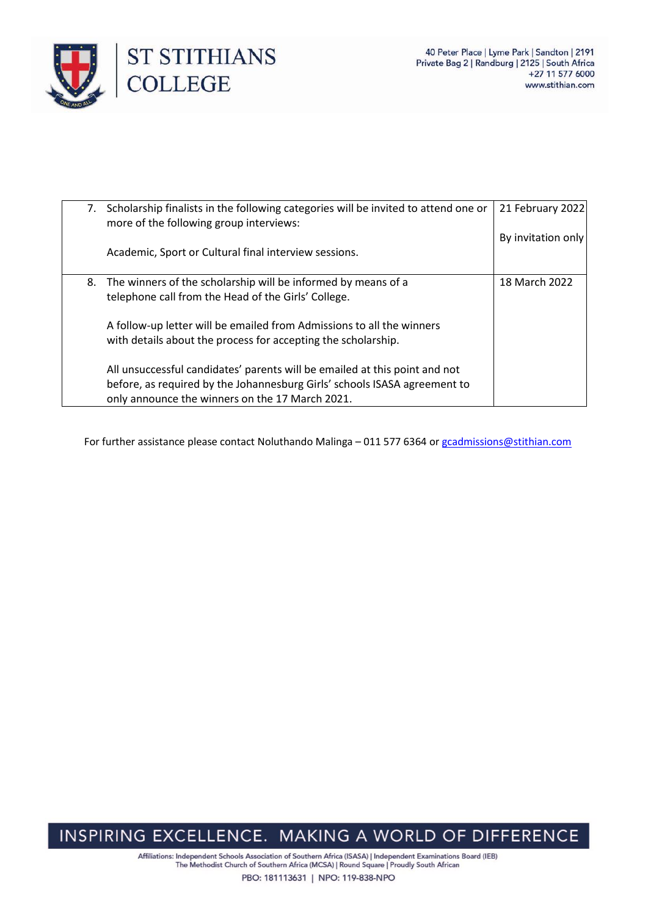| | | |
|---|---|---|
| 7. | Scholarship finalists in the following categories will be invited to attend one or more of the following group interviews:<br><br>Academic, Sport or Cultural final interview sessions. | 21 February 2022<br><br>By invitation only |
| 8. | The winners of the scholarship will be informed by means of a telephone call from the Head of the Girls' College.<br><br>A follow-up letter will be emailed from Admissions to all the winners with details about the process for accepting the scholarship.<br><br>All unsuccessful candidates' parents will be emailed at this point and not before, as required by the Johannesburg Girls' schools ISASA agreement to only announce the winners on the 17 March 2021. | 18 March 2022 |

For further assistance please contact Noluthando Malinga – 011 577 6364 or gcadmissions@stithian.com